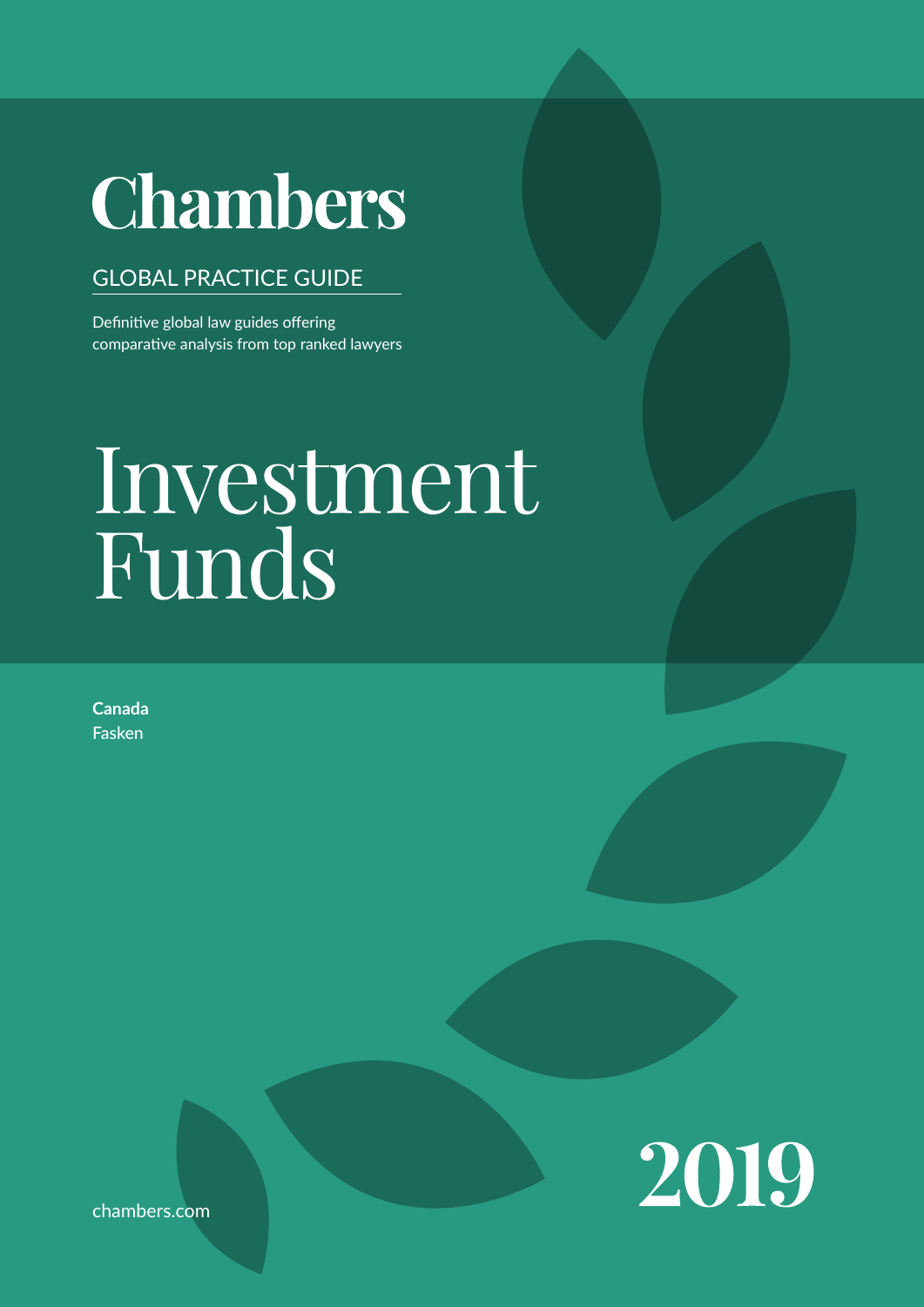# Chambers

GLOBAL PRACTICE GUIDE

Definitive global law guides offering comparative analysis from top ranked lawyers

# Investment Funds

**Canada**
Fasken

chambers.com

2019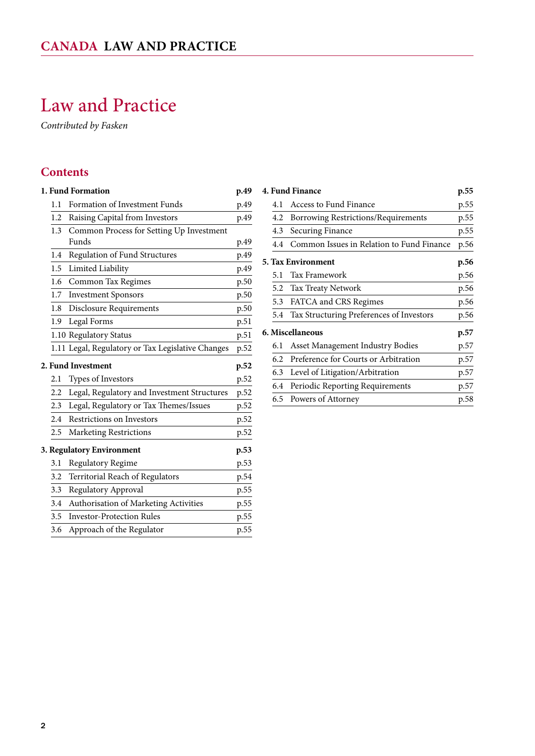# Law and Practice

*Contributed by Fasken*

## Contents

**1. Fund Formation p.49**

- 1.1 Formation of Investment Funds p.49
- 1.2 Raising Capital from Investors p.49
- 1.3 Common Process for Setting Up Investment Funds p.49
- 1.4 Regulation of Fund Structures p.49
- 1.5 Limited Liability p.49
- 1.6 Common Tax Regimes p.50
- 1.7 Investment Sponsors p.50
- 1.8 Disclosure Requirements p.50
- 1.9 Legal Forms p.51
- 1.10 Regulatory Status p.51
- 1.11 Legal, Regulatory or Tax Legislative Changes p.52

**2. Fund Investment p.52**

- 2.1 Types of Investors p.52
- 2.2 Legal, Regulatory and Investment Structures p.52
- 2.3 Legal, Regulatory or Tax Themes/Issues p.52
- 2.4 Restrictions on Investors p.52
- 2.5 Marketing Restrictions p.52

**3. Regulatory Environment p.53**

- 3.1 Regulatory Regime p.53
- 3.2 Territorial Reach of Regulators p.54
- 3.3 Regulatory Approval p.55
- 3.4 Authorisation of Marketing Activities p.55
- 3.5 Investor-Protection Rules p.55
- 3.6 Approach of the Regulator p.55

**4. Fund Finance p.55**

- 4.1 Access to Fund Finance p.55
- 4.2 Borrowing Restrictions/Requirements p.55
- 4.3 Securing Finance p.55
- 4.4 Common Issues in Relation to Fund Finance p.56

**5. Tax Environment p.56**

- 5.1 Tax Framework p.56
- 5.2 Tax Treaty Network p.56
- 5.3 FATCA and CRS Regimes p.56
- 5.4 Tax Structuring Preferences of Investors p.56

**6. Miscellaneous p.57**

- 6.1 Asset Management Industry Bodies p.57
- 6.2 Preference for Courts or Arbitration p.57
- 6.3 Level of Litigation/Arbitration p.57
- 6.4 Periodic Reporting Requirements p.57
- 6.5 Powers of Attorney p.58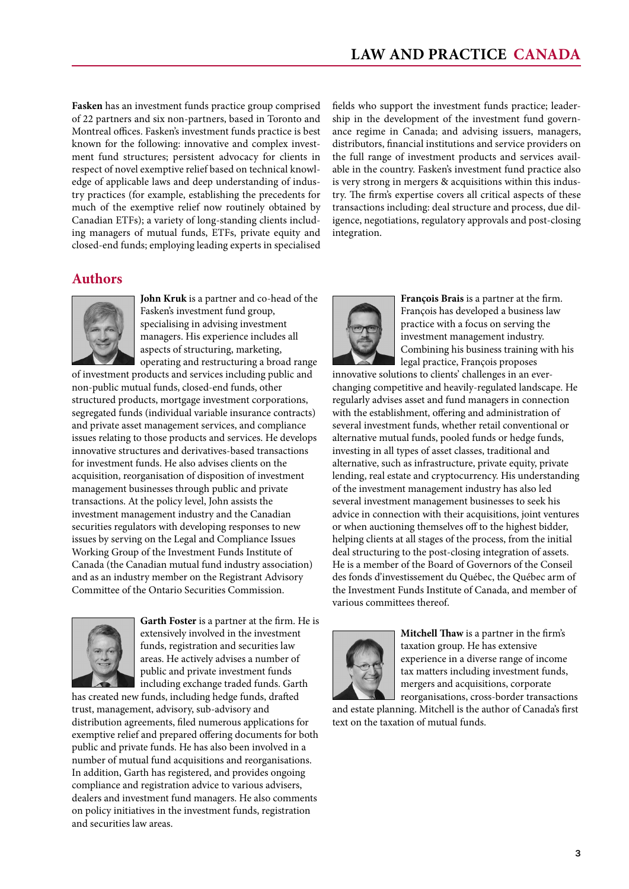**Fasken** has an investment funds practice group comprised of 22 partners and six non-partners, based in Toronto and Montreal offices. Fasken's investment funds practice is best known for the following: innovative and complex investment fund structures; persistent advocacy for clients in respect of novel exemptive relief based on technical knowledge of applicable laws and deep understanding of industry practices (for example, establishing the precedents for much of the exemptive relief now routinely obtained by Canadian ETFs); a variety of long-standing clients including managers of mutual funds, ETFs, private equity and closed-end funds; employing leading experts in specialised fields who support the investment funds practice; leadership in the development of the investment fund governance regime in Canada; and advising issuers, managers, distributors, financial institutions and service providers on the full range of investment products and services available in the country. Fasken's investment fund practice also is very strong in mergers & acquisitions within this industry. The firm's expertise covers all critical aspects of these transactions including: deal structure and process, due diligence, negotiations, regulatory approvals and post-closing integration.

## Authors

**John Kruk** is a partner and co-head of the Fasken's investment fund group, specialising in advising investment managers. His experience includes all aspects of structuring, marketing, operating and restructuring a broad range of investment products and services including public and non-public mutual funds, closed-end funds, other structured products, mortgage investment corporations, segregated funds (individual variable insurance contracts) and private asset management services, and compliance issues relating to those products and services. He develops innovative structures and derivatives-based transactions for investment funds. He also advises clients on the acquisition, reorganisation of disposition of investment management businesses through public and private transactions. At the policy level, John assists the investment management industry and the Canadian securities regulators with developing responses to new issues by serving on the Legal and Compliance Issues Working Group of the Investment Funds Institute of Canada (the Canadian mutual fund industry association) and as an industry member on the Registrant Advisory Committee of the Ontario Securities Commission.

**Garth Foster** is a partner at the firm. He is extensively involved in the investment funds, registration and securities law areas. He actively advises a number of public and private investment funds including exchange traded funds. Garth has created new funds, including hedge funds, drafted trust, management, advisory, sub-advisory and distribution agreements, filed numerous applications for exemptive relief and prepared offering documents for both public and private funds. He has also been involved in a number of mutual fund acquisitions and reorganisations. In addition, Garth has registered, and provides ongoing compliance and registration advice to various advisers, dealers and investment fund managers. He also comments on policy initiatives in the investment funds, registration and securities law areas.

**François Brais** is a partner at the firm. François has developed a business law practice with a focus on serving the investment management industry. Combining his business training with his legal practice, François proposes innovative solutions to clients' challenges in an ever-changing competitive and heavily-regulated landscape. He regularly advises asset and fund managers in connection with the establishment, offering and administration of several investment funds, whether retail conventional or alternative mutual funds, pooled funds or hedge funds, investing in all types of asset classes, traditional and alternative, such as infrastructure, private equity, private lending, real estate and cryptocurrency. His understanding of the investment management industry has also led several investment management businesses to seek his advice in connection with their acquisitions, joint ventures or when auctioning themselves off to the highest bidder, helping clients at all stages of the process, from the initial deal structuring to the post-closing integration of assets. He is a member of the Board of Governors of the Conseil des fonds d'investissement du Québec, the Québec arm of the Investment Funds Institute of Canada, and member of various committees thereof.

**Mitchell Thaw** is a partner in the firm's taxation group. He has extensive experience in a diverse range of income tax matters including investment funds, mergers and acquisitions, corporate reorganisations, cross-border transactions and estate planning. Mitchell is the author of Canada's first text on the taxation of mutual funds.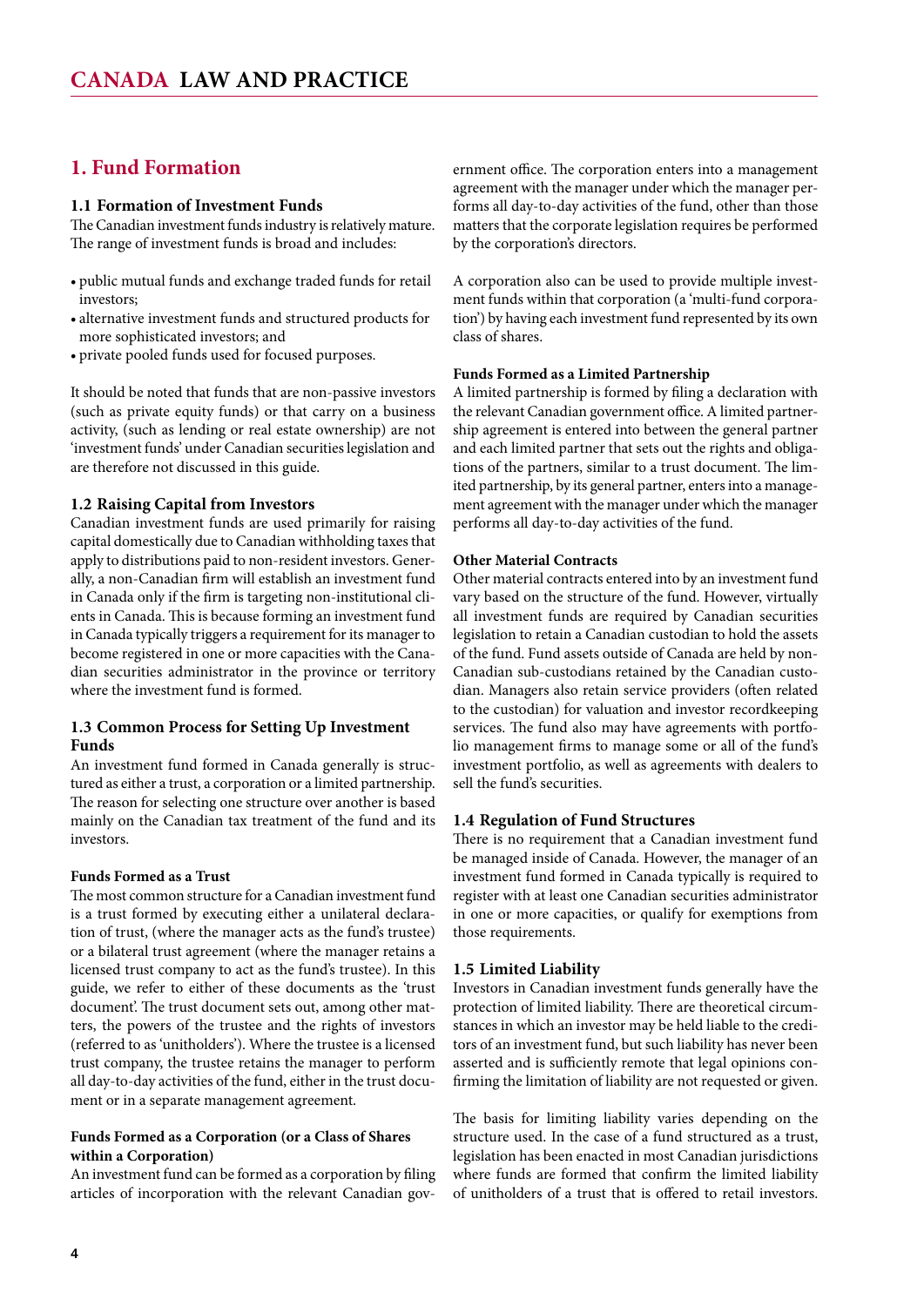# 1. Fund Formation

### 1.1 Formation of Investment Funds

The Canadian investment funds industry is relatively mature. The range of investment funds is broad and includes:

- public mutual funds and exchange traded funds for retail investors;
- alternative investment funds and structured products for more sophisticated investors; and
- private pooled funds used for focused purposes.

It should be noted that funds that are non-passive investors (such as private equity funds) or that carry on a business activity, (such as lending or real estate ownership) are not 'investment funds' under Canadian securities legislation and are therefore not discussed in this guide.

### 1.2 Raising Capital from Investors

Canadian investment funds are used primarily for raising capital domestically due to Canadian withholding taxes that apply to distributions paid to non-resident investors. Generally, a non-Canadian firm will establish an investment fund in Canada only if the firm is targeting non-institutional clients in Canada. This is because forming an investment fund in Canada typically triggers a requirement for its manager to become registered in one or more capacities with the Canadian securities administrator in the province or territory where the investment fund is formed.

### 1.3 Common Process for Setting Up Investment Funds

An investment fund formed in Canada generally is structured as either a trust, a corporation or a limited partnership. The reason for selecting one structure over another is based mainly on the Canadian tax treatment of the fund and its investors.

**Funds Formed as a Trust**

The most common structure for a Canadian investment fund is a trust formed by executing either a unilateral declaration of trust, (where the manager acts as the fund's trustee) or a bilateral trust agreement (where the manager retains a licensed trust company to act as the fund's trustee). In this guide, we refer to either of these documents as the 'trust document'. The trust document sets out, among other matters, the powers of the trustee and the rights of investors (referred to as 'unitholders'). Where the trustee is a licensed trust company, the trustee retains the manager to perform all day-to-day activities of the fund, either in the trust document or in a separate management agreement.

**Funds Formed as a Corporation (or a Class of Shares within a Corporation)**

An investment fund can be formed as a corporation by filing articles of incorporation with the relevant Canadian government office. The corporation enters into a management agreement with the manager under which the manager performs all day-to-day activities of the fund, other than those matters that the corporate legislation requires be performed by the corporation's directors.

A corporation also can be used to provide multiple investment funds within that corporation (a 'multi-fund corporation') by having each investment fund represented by its own class of shares.

**Funds Formed as a Limited Partnership**

A limited partnership is formed by filing a declaration with the relevant Canadian government office. A limited partnership agreement is entered into between the general partner and each limited partner that sets out the rights and obligations of the partners, similar to a trust document. The limited partnership, by its general partner, enters into a management agreement with the manager under which the manager performs all day-to-day activities of the fund.

**Other Material Contracts**

Other material contracts entered into by an investment fund vary based on the structure of the fund. However, virtually all investment funds are required by Canadian securities legislation to retain a Canadian custodian to hold the assets of the fund. Fund assets outside of Canada are held by non-Canadian sub-custodians retained by the Canadian custodian. Managers also retain service providers (often related to the custodian) for valuation and investor recordkeeping services. The fund also may have agreements with portfolio management firms to manage some or all of the fund's investment portfolio, as well as agreements with dealers to sell the fund's securities.

### 1.4 Regulation of Fund Structures

There is no requirement that a Canadian investment fund be managed inside of Canada. However, the manager of an investment fund formed in Canada typically is required to register with at least one Canadian securities administrator in one or more capacities, or qualify for exemptions from those requirements.

### 1.5 Limited Liability

Investors in Canadian investment funds generally have the protection of limited liability. There are theoretical circumstances in which an investor may be held liable to the creditors of an investment fund, but such liability has never been asserted and is sufficiently remote that legal opinions confirming the limitation of liability are not requested or given.

The basis for limiting liability varies depending on the structure used. In the case of a fund structured as a trust, legislation has been enacted in most Canadian jurisdictions where funds are formed that confirm the limited liability of unitholders of a trust that is offered to retail investors.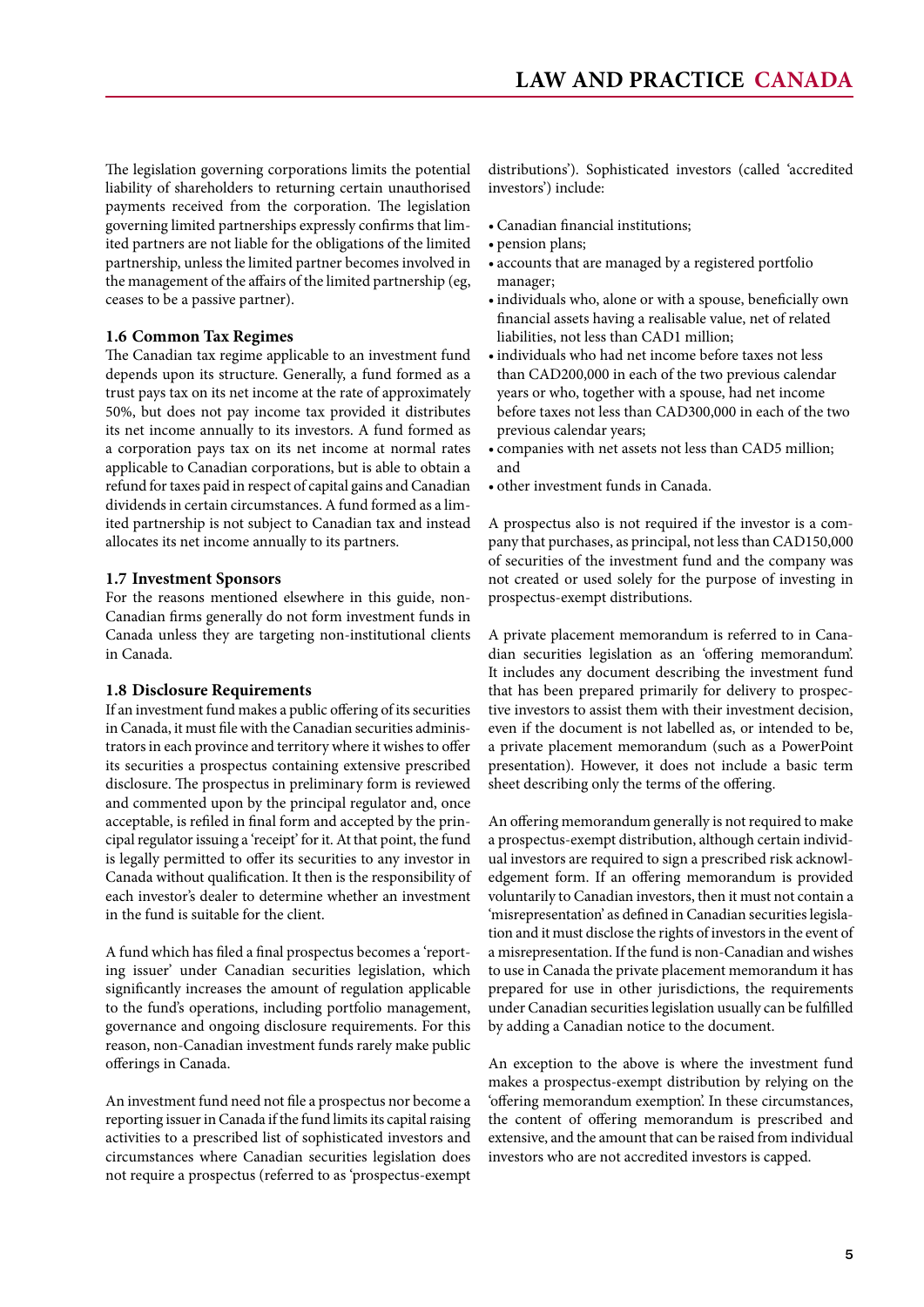The legislation governing corporations limits the potential liability of shareholders to returning certain unauthorised payments received from the corporation. The legislation governing limited partnerships expressly confirms that limited partners are not liable for the obligations of the limited partnership, unless the limited partner becomes involved in the management of the affairs of the limited partnership (eg, ceases to be a passive partner).

### 1.6 Common Tax Regimes

The Canadian tax regime applicable to an investment fund depends upon its structure. Generally, a fund formed as a trust pays tax on its net income at the rate of approximately 50%, but does not pay income tax provided it distributes its net income annually to its investors. A fund formed as a corporation pays tax on its net income at normal rates applicable to Canadian corporations, but is able to obtain a refund for taxes paid in respect of capital gains and Canadian dividends in certain circumstances. A fund formed as a limited partnership is not subject to Canadian tax and instead allocates its net income annually to its partners.

### 1.7 Investment Sponsors

For the reasons mentioned elsewhere in this guide, non-Canadian firms generally do not form investment funds in Canada unless they are targeting non-institutional clients in Canada.

### 1.8 Disclosure Requirements

If an investment fund makes a public offering of its securities in Canada, it must file with the Canadian securities administrators in each province and territory where it wishes to offer its securities a prospectus containing extensive prescribed disclosure. The prospectus in preliminary form is reviewed and commented upon by the principal regulator and, once acceptable, is refiled in final form and accepted by the principal regulator issuing a 'receipt' for it. At that point, the fund is legally permitted to offer its securities to any investor in Canada without qualification. It then is the responsibility of each investor's dealer to determine whether an investment in the fund is suitable for the client.

A fund which has filed a final prospectus becomes a 'reporting issuer' under Canadian securities legislation, which significantly increases the amount of regulation applicable to the fund's operations, including portfolio management, governance and ongoing disclosure requirements. For this reason, non-Canadian investment funds rarely make public offerings in Canada.

An investment fund need not file a prospectus nor become a reporting issuer in Canada if the fund limits its capital raising activities to a prescribed list of sophisticated investors and circumstances where Canadian securities legislation does not require a prospectus (referred to as 'prospectus-exempt distributions'). Sophisticated investors (called 'accredited investors') include:

- Canadian financial institutions;
- pension plans;
- accounts that are managed by a registered portfolio manager;
- individuals who, alone or with a spouse, beneficially own financial assets having a realisable value, net of related liabilities, not less than CAD1 million;
- individuals who had net income before taxes not less than CAD200,000 in each of the two previous calendar years or who, together with a spouse, had net income before taxes not less than CAD300,000 in each of the two previous calendar years;
- companies with net assets not less than CAD5 million; and
- other investment funds in Canada.

A prospectus also is not required if the investor is a company that purchases, as principal, not less than CAD150,000 of securities of the investment fund and the company was not created or used solely for the purpose of investing in prospectus-exempt distributions.

A private placement memorandum is referred to in Canadian securities legislation as an 'offering memorandum'. It includes any document describing the investment fund that has been prepared primarily for delivery to prospective investors to assist them with their investment decision, even if the document is not labelled as, or intended to be, a private placement memorandum (such as a PowerPoint presentation). However, it does not include a basic term sheet describing only the terms of the offering.

An offering memorandum generally is not required to make a prospectus-exempt distribution, although certain individual investors are required to sign a prescribed risk acknowledgement form. If an offering memorandum is provided voluntarily to Canadian investors, then it must not contain a 'misrepresentation' as defined in Canadian securities legislation and it must disclose the rights of investors in the event of a misrepresentation. If the fund is non-Canadian and wishes to use in Canada the private placement memorandum it has prepared for use in other jurisdictions, the requirements under Canadian securities legislation usually can be fulfilled by adding a Canadian notice to the document.

An exception to the above is where the investment fund makes a prospectus-exempt distribution by relying on the 'offering memorandum exemption'. In these circumstances, the content of offering memorandum is prescribed and extensive, and the amount that can be raised from individual investors who are not accredited investors is capped.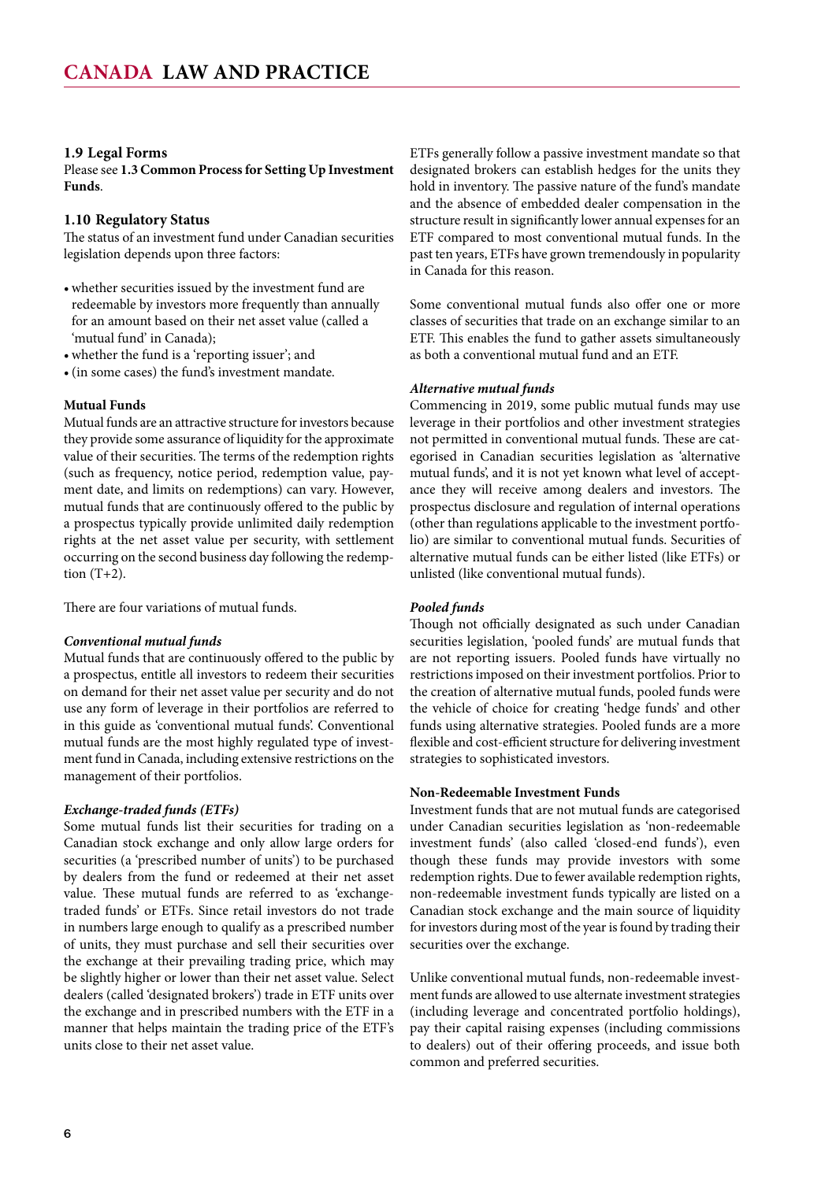### 1.9 Legal Forms

Please see **1.3 Common Process for Setting Up Investment Funds**.

### 1.10 Regulatory Status

The status of an investment fund under Canadian securities legislation depends upon three factors:

- whether securities issued by the investment fund are redeemable by investors more frequently than annually for an amount based on their net asset value (called a 'mutual fund' in Canada);
- whether the fund is a 'reporting issuer'; and
- (in some cases) the fund's investment mandate.

#### Mutual Funds

Mutual funds are an attractive structure for investors because they provide some assurance of liquidity for the approximate value of their securities. The terms of the redemption rights (such as frequency, notice period, redemption value, payment date, and limits on redemptions) can vary. However, mutual funds that are continuously offered to the public by a prospectus typically provide unlimited daily redemption rights at the net asset value per security, with settlement occurring on the second business day following the redemption (T+2).

There are four variations of mutual funds.

***Conventional mutual funds***

Mutual funds that are continuously offered to the public by a prospectus, entitle all investors to redeem their securities on demand for their net asset value per security and do not use any form of leverage in their portfolios are referred to in this guide as 'conventional mutual funds'. Conventional mutual funds are the most highly regulated type of investment fund in Canada, including extensive restrictions on the management of their portfolios.

***Exchange-traded funds (ETFs)***

Some mutual funds list their securities for trading on a Canadian stock exchange and only allow large orders for securities (a 'prescribed number of units') to be purchased by dealers from the fund or redeemed at their net asset value. These mutual funds are referred to as 'exchange-traded funds' or ETFs. Since retail investors do not trade in numbers large enough to qualify as a prescribed number of units, they must purchase and sell their securities over the exchange at their prevailing trading price, which may be slightly higher or lower than their net asset value. Select dealers (called 'designated brokers') trade in ETF units over the exchange and in prescribed numbers with the ETF in a manner that helps maintain the trading price of the ETF's units close to their net asset value.

ETFs generally follow a passive investment mandate so that designated brokers can establish hedges for the units they hold in inventory. The passive nature of the fund's mandate and the absence of embedded dealer compensation in the structure result in significantly lower annual expenses for an ETF compared to most conventional mutual funds. In the past ten years, ETFs have grown tremendously in popularity in Canada for this reason.

Some conventional mutual funds also offer one or more classes of securities that trade on an exchange similar to an ETF. This enables the fund to gather assets simultaneously as both a conventional mutual fund and an ETF.

***Alternative mutual funds***

Commencing in 2019, some public mutual funds may use leverage in their portfolios and other investment strategies not permitted in conventional mutual funds. These are categorised in Canadian securities legislation as 'alternative mutual funds', and it is not yet known what level of acceptance they will receive among dealers and investors. The prospectus disclosure and regulation of internal operations (other than regulations applicable to the investment portfolio) are similar to conventional mutual funds. Securities of alternative mutual funds can be either listed (like ETFs) or unlisted (like conventional mutual funds).

***Pooled funds***

Though not officially designated as such under Canadian securities legislation, 'pooled funds' are mutual funds that are not reporting issuers. Pooled funds have virtually no restrictions imposed on their investment portfolios. Prior to the creation of alternative mutual funds, pooled funds were the vehicle of choice for creating 'hedge funds' and other funds using alternative strategies. Pooled funds are a more flexible and cost-efficient structure for delivering investment strategies to sophisticated investors.

#### Non-Redeemable Investment Funds

Investment funds that are not mutual funds are categorised under Canadian securities legislation as 'non-redeemable investment funds' (also called 'closed-end funds'), even though these funds may provide investors with some redemption rights. Due to fewer available redemption rights, non-redeemable investment funds typically are listed on a Canadian stock exchange and the main source of liquidity for investors during most of the year is found by trading their securities over the exchange.

Unlike conventional mutual funds, non-redeemable investment funds are allowed to use alternate investment strategies (including leverage and concentrated portfolio holdings), pay their capital raising expenses (including commissions to dealers) out of their offering proceeds, and issue both common and preferred securities.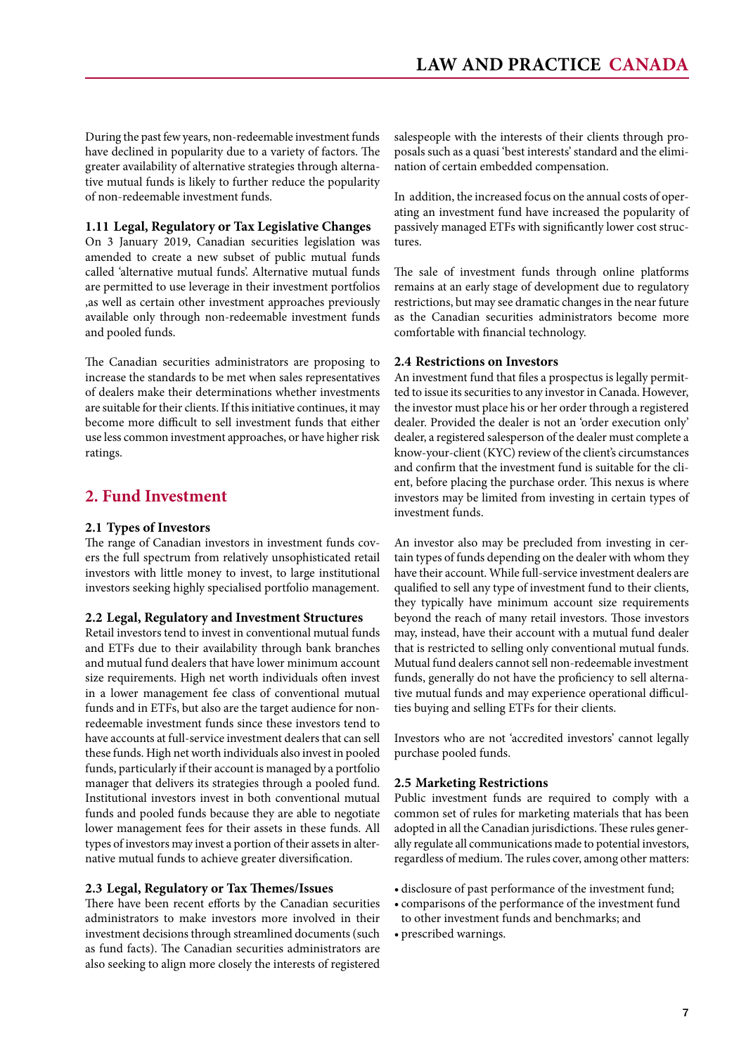During the past few years, non-redeemable investment funds have declined in popularity due to a variety of factors. The greater availability of alternative strategies through alternative mutual funds is likely to further reduce the popularity of non-redeemable investment funds.

### 1.11 Legal, Regulatory or Tax Legislative Changes

On 3 January 2019, Canadian securities legislation was amended to create a new subset of public mutual funds called 'alternative mutual funds'. Alternative mutual funds are permitted to use leverage in their investment portfolios ,as well as certain other investment approaches previously available only through non-redeemable investment funds and pooled funds.

The Canadian securities administrators are proposing to increase the standards to be met when sales representatives of dealers make their determinations whether investments are suitable for their clients. If this initiative continues, it may become more difficult to sell investment funds that either use less common investment approaches, or have higher risk ratings.

## 2. Fund Investment

### 2.1 Types of Investors

The range of Canadian investors in investment funds covers the full spectrum from relatively unsophisticated retail investors with little money to invest, to large institutional investors seeking highly specialised portfolio management.

### 2.2 Legal, Regulatory and Investment Structures

Retail investors tend to invest in conventional mutual funds and ETFs due to their availability through bank branches and mutual fund dealers that have lower minimum account size requirements. High net worth individuals often invest in a lower management fee class of conventional mutual funds and in ETFs, but also are the target audience for non-redeemable investment funds since these investors tend to have accounts at full-service investment dealers that can sell these funds. High net worth individuals also invest in pooled funds, particularly if their account is managed by a portfolio manager that delivers its strategies through a pooled fund. Institutional investors invest in both conventional mutual funds and pooled funds because they are able to negotiate lower management fees for their assets in these funds. All types of investors may invest a portion of their assets in alternative mutual funds to achieve greater diversification.

### 2.3 Legal, Regulatory or Tax Themes/Issues

There have been recent efforts by the Canadian securities administrators to make investors more involved in their investment decisions through streamlined documents (such as fund facts). The Canadian securities administrators are also seeking to align more closely the interests of registered salespeople with the interests of their clients through proposals such as a quasi 'best interests' standard and the elimination of certain embedded compensation.

In addition, the increased focus on the annual costs of operating an investment fund have increased the popularity of passively managed ETFs with significantly lower cost structures.

The sale of investment funds through online platforms remains at an early stage of development due to regulatory restrictions, but may see dramatic changes in the near future as the Canadian securities administrators become more comfortable with financial technology.

### 2.4 Restrictions on Investors

An investment fund that files a prospectus is legally permitted to issue its securities to any investor in Canada. However, the investor must place his or her order through a registered dealer. Provided the dealer is not an 'order execution only' dealer, a registered salesperson of the dealer must complete a know-your-client (KYC) review of the client's circumstances and confirm that the investment fund is suitable for the client, before placing the purchase order. This nexus is where investors may be limited from investing in certain types of investment funds.

An investor also may be precluded from investing in certain types of funds depending on the dealer with whom they have their account. While full-service investment dealers are qualified to sell any type of investment fund to their clients, they typically have minimum account size requirements beyond the reach of many retail investors. Those investors may, instead, have their account with a mutual fund dealer that is restricted to selling only conventional mutual funds. Mutual fund dealers cannot sell non-redeemable investment funds, generally do not have the proficiency to sell alternative mutual funds and may experience operational difficulties buying and selling ETFs for their clients.

Investors who are not 'accredited investors' cannot legally purchase pooled funds.

### 2.5 Marketing Restrictions

Public investment funds are required to comply with a common set of rules for marketing materials that has been adopted in all the Canadian jurisdictions. These rules generally regulate all communications made to potential investors, regardless of medium. The rules cover, among other matters:

- disclosure of past performance of the investment fund;
- comparisons of the performance of the investment fund to other investment funds and benchmarks; and
- prescribed warnings.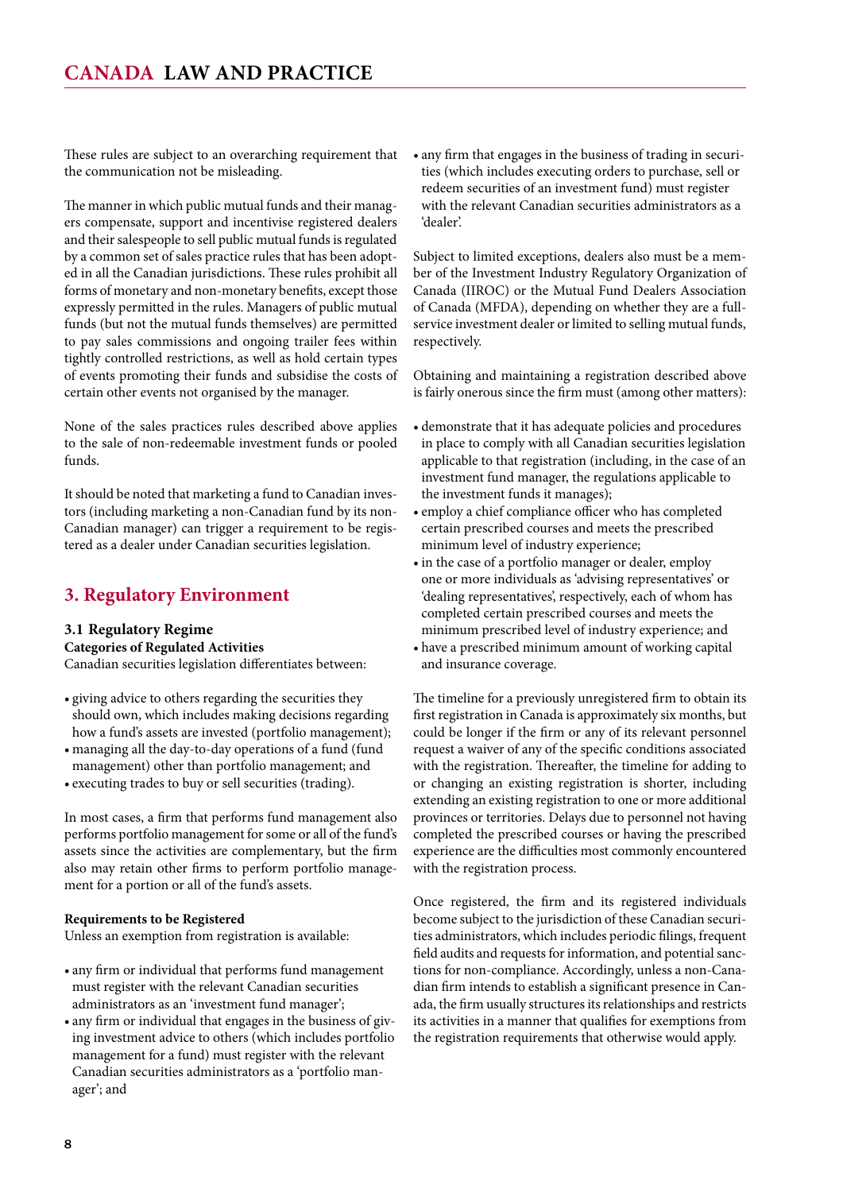These rules are subject to an overarching requirement that the communication not be misleading.

The manner in which public mutual funds and their managers compensate, support and incentivise registered dealers and their salespeople to sell public mutual funds is regulated by a common set of sales practice rules that has been adopted in all the Canadian jurisdictions. These rules prohibit all forms of monetary and non-monetary benefits, except those expressly permitted in the rules. Managers of public mutual funds (but not the mutual funds themselves) are permitted to pay sales commissions and ongoing trailer fees within tightly controlled restrictions, as well as hold certain types of events promoting their funds and subsidise the costs of certain other events not organised by the manager.

None of the sales practices rules described above applies to the sale of non-redeemable investment funds or pooled funds.

It should be noted that marketing a fund to Canadian investors (including marketing a non-Canadian fund by its non-Canadian manager) can trigger a requirement to be registered as a dealer under Canadian securities legislation.

## 3. Regulatory Environment

### 3.1 Regulatory Regime

**Categories of Regulated Activities**

Canadian securities legislation differentiates between:

- giving advice to others regarding the securities they should own, which includes making decisions regarding how a fund's assets are invested (portfolio management);
- managing all the day-to-day operations of a fund (fund management) other than portfolio management; and
- executing trades to buy or sell securities (trading).

In most cases, a firm that performs fund management also performs portfolio management for some or all of the fund's assets since the activities are complementary, but the firm also may retain other firms to perform portfolio management for a portion or all of the fund's assets.

**Requirements to be Registered**

Unless an exemption from registration is available:

- any firm or individual that performs fund management must register with the relevant Canadian securities administrators as an 'investment fund manager';
- any firm or individual that engages in the business of giving investment advice to others (which includes portfolio management for a fund) must register with the relevant Canadian securities administrators as a 'portfolio manager'; and
- any firm that engages in the business of trading in securities (which includes executing orders to purchase, sell or redeem securities of an investment fund) must register with the relevant Canadian securities administrators as a 'dealer'.

Subject to limited exceptions, dealers also must be a member of the Investment Industry Regulatory Organization of Canada (IIROC) or the Mutual Fund Dealers Association of Canada (MFDA), depending on whether they are a full-service investment dealer or limited to selling mutual funds, respectively.

Obtaining and maintaining a registration described above is fairly onerous since the firm must (among other matters):

- demonstrate that it has adequate policies and procedures in place to comply with all Canadian securities legislation applicable to that registration (including, in the case of an investment fund manager, the regulations applicable to the investment funds it manages);
- employ a chief compliance officer who has completed certain prescribed courses and meets the prescribed minimum level of industry experience;
- in the case of a portfolio manager or dealer, employ one or more individuals as 'advising representatives' or 'dealing representatives', respectively, each of whom has completed certain prescribed courses and meets the minimum prescribed level of industry experience; and
- have a prescribed minimum amount of working capital and insurance coverage.

The timeline for a previously unregistered firm to obtain its first registration in Canada is approximately six months, but could be longer if the firm or any of its relevant personnel request a waiver of any of the specific conditions associated with the registration. Thereafter, the timeline for adding to or changing an existing registration is shorter, including extending an existing registration to one or more additional provinces or territories. Delays due to personnel not having completed the prescribed courses or having the prescribed experience are the difficulties most commonly encountered with the registration process.

Once registered, the firm and its registered individuals become subject to the jurisdiction of these Canadian securities administrators, which includes periodic filings, frequent field audits and requests for information, and potential sanctions for non-compliance. Accordingly, unless a non-Canadian firm intends to establish a significant presence in Canada, the firm usually structures its relationships and restricts its activities in a manner that qualifies for exemptions from the registration requirements that otherwise would apply.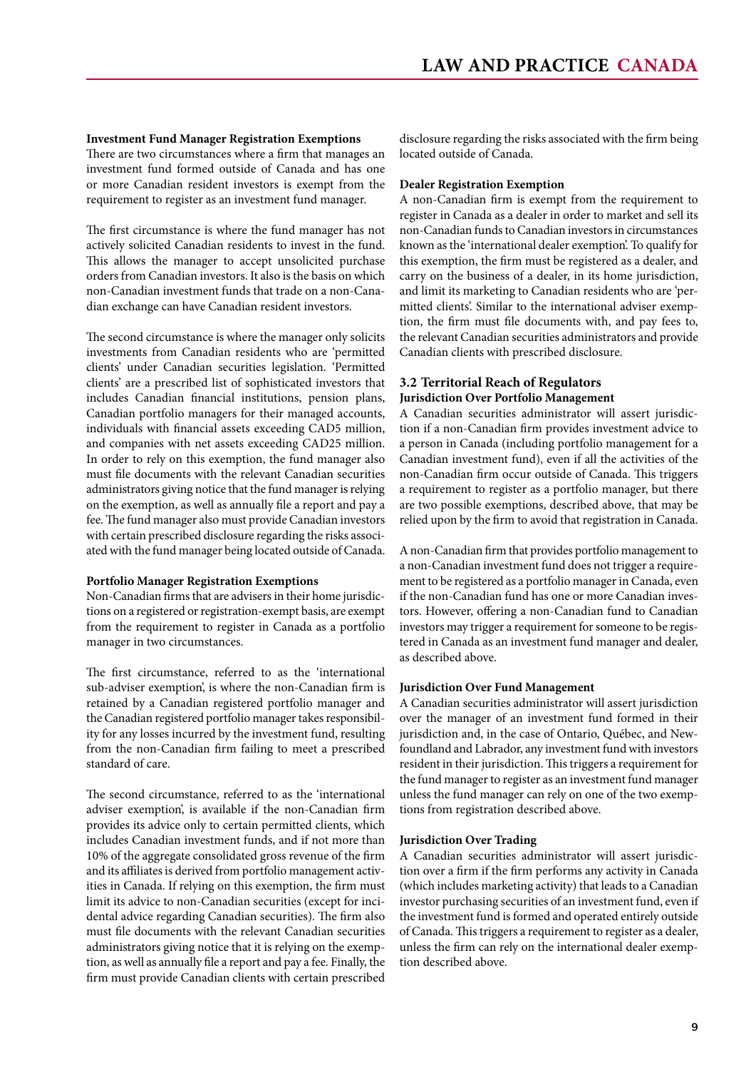#### Investment Fund Manager Registration Exemptions

There are two circumstances where a firm that manages an investment fund formed outside of Canada and has one or more Canadian resident investors is exempt from the requirement to register as an investment fund manager.

The first circumstance is where the fund manager has not actively solicited Canadian residents to invest in the fund. This allows the manager to accept unsolicited purchase orders from Canadian investors. It also is the basis on which non-Canadian investment funds that trade on a non-Canadian exchange can have Canadian resident investors.

The second circumstance is where the manager only solicits investments from Canadian residents who are 'permitted clients' under Canadian securities legislation. 'Permitted clients' are a prescribed list of sophisticated investors that includes Canadian financial institutions, pension plans, Canadian portfolio managers for their managed accounts, individuals with financial assets exceeding CAD5 million, and companies with net assets exceeding CAD25 million. In order to rely on this exemption, the fund manager also must file documents with the relevant Canadian securities administrators giving notice that the fund manager is relying on the exemption, as well as annually file a report and pay a fee. The fund manager also must provide Canadian investors with certain prescribed disclosure regarding the risks associated with the fund manager being located outside of Canada.

#### Portfolio Manager Registration Exemptions

Non-Canadian firms that are advisers in their home jurisdictions on a registered or registration-exempt basis, are exempt from the requirement to register in Canada as a portfolio manager in two circumstances.

The first circumstance, referred to as the 'international sub-adviser exemption', is where the non-Canadian firm is retained by a Canadian registered portfolio manager and the Canadian registered portfolio manager takes responsibility for any losses incurred by the investment fund, resulting from the non-Canadian firm failing to meet a prescribed standard of care.

The second circumstance, referred to as the 'international adviser exemption', is available if the non-Canadian firm provides its advice only to certain permitted clients, which includes Canadian investment funds, and if not more than 10% of the aggregate consolidated gross revenue of the firm and its affiliates is derived from portfolio management activities in Canada. If relying on this exemption, the firm must limit its advice to non-Canadian securities (except for incidental advice regarding Canadian securities). The firm also must file documents with the relevant Canadian securities administrators giving notice that it is relying on the exemption, as well as annually file a report and pay a fee. Finally, the firm must provide Canadian clients with certain prescribed disclosure regarding the risks associated with the firm being located outside of Canada.

#### Dealer Registration Exemption

A non-Canadian firm is exempt from the requirement to register in Canada as a dealer in order to market and sell its non-Canadian funds to Canadian investors in circumstances known as the 'international dealer exemption'. To qualify for this exemption, the firm must be registered as a dealer, and carry on the business of a dealer, in its home jurisdiction, and limit its marketing to Canadian residents who are 'permitted clients'. Similar to the international adviser exemption, the firm must file documents with, and pay fees to, the relevant Canadian securities administrators and provide Canadian clients with prescribed disclosure.

### 3.2 Territorial Reach of Regulators

#### Jurisdiction Over Portfolio Management

A Canadian securities administrator will assert jurisdiction if a non-Canadian firm provides investment advice to a person in Canada (including portfolio management for a Canadian investment fund), even if all the activities of the non-Canadian firm occur outside of Canada. This triggers a requirement to register as a portfolio manager, but there are two possible exemptions, described above, that may be relied upon by the firm to avoid that registration in Canada.

A non-Canadian firm that provides portfolio management to a non-Canadian investment fund does not trigger a requirement to be registered as a portfolio manager in Canada, even if the non-Canadian fund has one or more Canadian investors. However, offering a non-Canadian fund to Canadian investors may trigger a requirement for someone to be registered in Canada as an investment fund manager and dealer, as described above.

#### Jurisdiction Over Fund Management

A Canadian securities administrator will assert jurisdiction over the manager of an investment fund formed in their jurisdiction and, in the case of Ontario, Québec, and Newfoundland and Labrador, any investment fund with investors resident in their jurisdiction. This triggers a requirement for the fund manager to register as an investment fund manager unless the fund manager can rely on one of the two exemptions from registration described above.

#### Jurisdiction Over Trading

A Canadian securities administrator will assert jurisdiction over a firm if the firm performs any activity in Canada (which includes marketing activity) that leads to a Canadian investor purchasing securities of an investment fund, even if the investment fund is formed and operated entirely outside of Canada. This triggers a requirement to register as a dealer, unless the firm can rely on the international dealer exemption described above.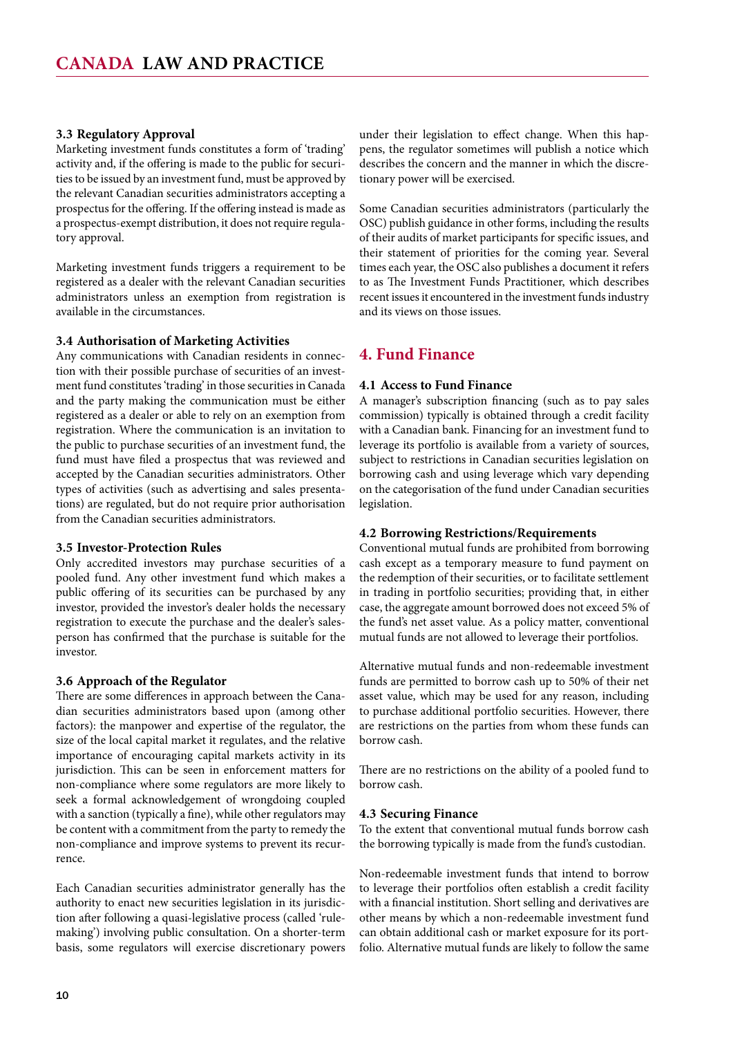### 3.3 Regulatory Approval

Marketing investment funds constitutes a form of 'trading' activity and, if the offering is made to the public for securities to be issued by an investment fund, must be approved by the relevant Canadian securities administrators accepting a prospectus for the offering. If the offering instead is made as a prospectus-exempt distribution, it does not require regulatory approval.

Marketing investment funds triggers a requirement to be registered as a dealer with the relevant Canadian securities administrators unless an exemption from registration is available in the circumstances.

### 3.4 Authorisation of Marketing Activities

Any communications with Canadian residents in connection with their possible purchase of securities of an investment fund constitutes 'trading' in those securities in Canada and the party making the communication must be either registered as a dealer or able to rely on an exemption from registration. Where the communication is an invitation to the public to purchase securities of an investment fund, the fund must have filed a prospectus that was reviewed and accepted by the Canadian securities administrators. Other types of activities (such as advertising and sales presentations) are regulated, but do not require prior authorisation from the Canadian securities administrators.

### 3.5 Investor-Protection Rules

Only accredited investors may purchase securities of a pooled fund. Any other investment fund which makes a public offering of its securities can be purchased by any investor, provided the investor's dealer holds the necessary registration to execute the purchase and the dealer's salesperson has confirmed that the purchase is suitable for the investor.

### 3.6 Approach of the Regulator

There are some differences in approach between the Canadian securities administrators based upon (among other factors): the manpower and expertise of the regulator, the size of the local capital market it regulates, and the relative importance of encouraging capital markets activity in its jurisdiction. This can be seen in enforcement matters for non-compliance where some regulators are more likely to seek a formal acknowledgement of wrongdoing coupled with a sanction (typically a fine), while other regulators may be content with a commitment from the party to remedy the non-compliance and improve systems to prevent its recurrence.

Each Canadian securities administrator generally has the authority to enact new securities legislation in its jurisdiction after following a quasi-legislative process (called 'rule-making') involving public consultation. On a shorter-term basis, some regulators will exercise discretionary powers under their legislation to effect change. When this happens, the regulator sometimes will publish a notice which describes the concern and the manner in which the discretionary power will be exercised.

Some Canadian securities administrators (particularly the OSC) publish guidance in other forms, including the results of their audits of market participants for specific issues, and their statement of priorities for the coming year. Several times each year, the OSC also publishes a document it refers to as The Investment Funds Practitioner, which describes recent issues it encountered in the investment funds industry and its views on those issues.

## 4. Fund Finance

### 4.1 Access to Fund Finance

A manager's subscription financing (such as to pay sales commission) typically is obtained through a credit facility with a Canadian bank. Financing for an investment fund to leverage its portfolio is available from a variety of sources, subject to restrictions in Canadian securities legislation on borrowing cash and using leverage which vary depending on the categorisation of the fund under Canadian securities legislation.

### 4.2 Borrowing Restrictions/Requirements

Conventional mutual funds are prohibited from borrowing cash except as a temporary measure to fund payment on the redemption of their securities, or to facilitate settlement in trading in portfolio securities; providing that, in either case, the aggregate amount borrowed does not exceed 5% of the fund's net asset value. As a policy matter, conventional mutual funds are not allowed to leverage their portfolios.

Alternative mutual funds and non-redeemable investment funds are permitted to borrow cash up to 50% of their net asset value, which may be used for any reason, including to purchase additional portfolio securities. However, there are restrictions on the parties from whom these funds can borrow cash.

There are no restrictions on the ability of a pooled fund to borrow cash.

### 4.3 Securing Finance

To the extent that conventional mutual funds borrow cash the borrowing typically is made from the fund's custodian.

Non-redeemable investment funds that intend to borrow to leverage their portfolios often establish a credit facility with a financial institution. Short selling and derivatives are other means by which a non-redeemable investment fund can obtain additional cash or market exposure for its portfolio. Alternative mutual funds are likely to follow the same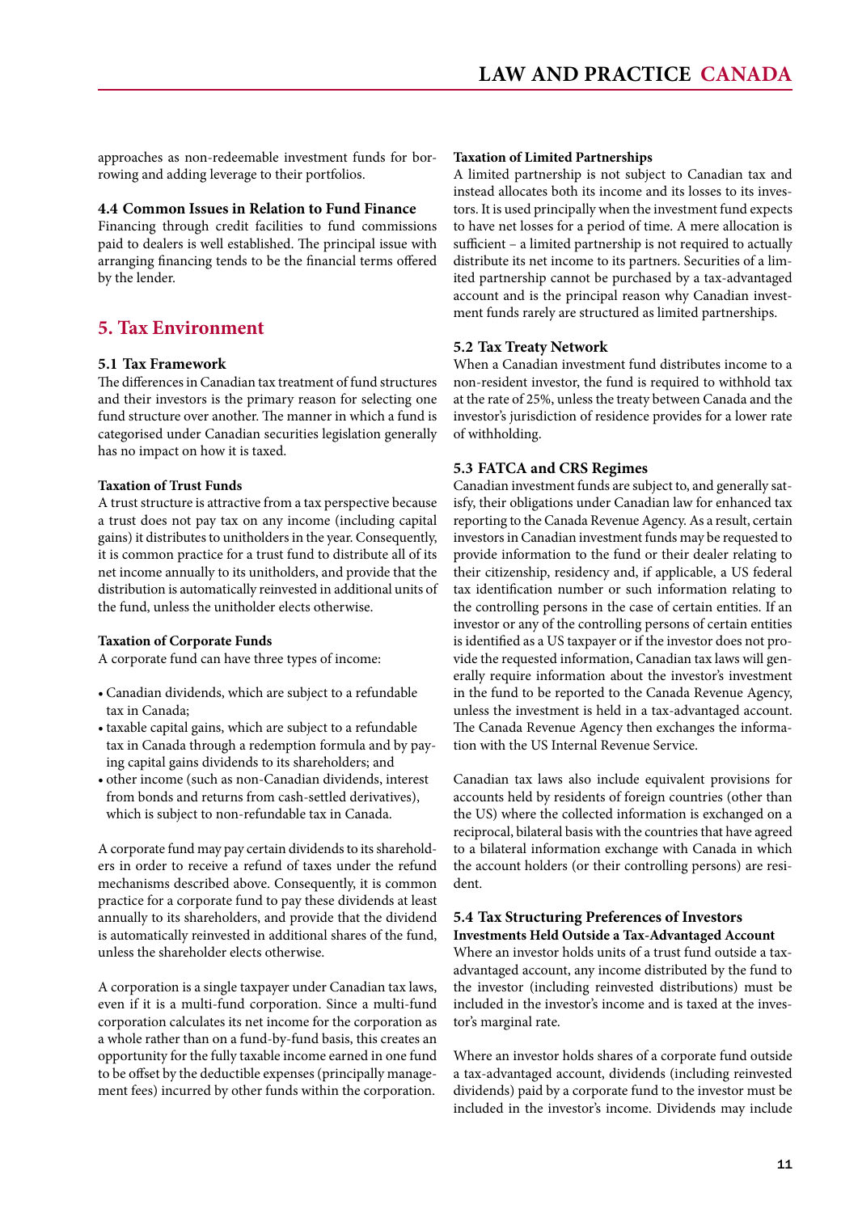approaches as non-redeemable investment funds for borrowing and adding leverage to their portfolios.

### 4.4 Common Issues in Relation to Fund Finance

Financing through credit facilities to fund commissions paid to dealers is well established. The principal issue with arranging financing tends to be the financial terms offered by the lender.

## 5. Tax Environment

### 5.1 Tax Framework

The differences in Canadian tax treatment of fund structures and their investors is the primary reason for selecting one fund structure over another. The manner in which a fund is categorised under Canadian securities legislation generally has no impact on how it is taxed.

**Taxation of Trust Funds**

A trust structure is attractive from a tax perspective because a trust does not pay tax on any income (including capital gains) it distributes to unitholders in the year. Consequently, it is common practice for a trust fund to distribute all of its net income annually to its unitholders, and provide that the distribution is automatically reinvested in additional units of the fund, unless the unitholder elects otherwise.

**Taxation of Corporate Funds**

A corporate fund can have three types of income:

- Canadian dividends, which are subject to a refundable tax in Canada;
- taxable capital gains, which are subject to a refundable tax in Canada through a redemption formula and by paying capital gains dividends to its shareholders; and
- other income (such as non-Canadian dividends, interest from bonds and returns from cash-settled derivatives), which is subject to non-refundable tax in Canada.

A corporate fund may pay certain dividends to its shareholders in order to receive a refund of taxes under the refund mechanisms described above. Consequently, it is common practice for a corporate fund to pay these dividends at least annually to its shareholders, and provide that the dividend is automatically reinvested in additional shares of the fund, unless the shareholder elects otherwise.

A corporation is a single taxpayer under Canadian tax laws, even if it is a multi-fund corporation. Since a multi-fund corporation calculates its net income for the corporation as a whole rather than on a fund-by-fund basis, this creates an opportunity for the fully taxable income earned in one fund to be offset by the deductible expenses (principally management fees) incurred by other funds within the corporation.

**Taxation of Limited Partnerships**

A limited partnership is not subject to Canadian tax and instead allocates both its income and its losses to its investors. It is used principally when the investment fund expects to have net losses for a period of time. A mere allocation is sufficient – a limited partnership is not required to actually distribute its net income to its partners. Securities of a limited partnership cannot be purchased by a tax-advantaged account and is the principal reason why Canadian investment funds rarely are structured as limited partnerships.

### 5.2 Tax Treaty Network

When a Canadian investment fund distributes income to a non-resident investor, the fund is required to withhold tax at the rate of 25%, unless the treaty between Canada and the investor's jurisdiction of residence provides for a lower rate of withholding.

### 5.3 FATCA and CRS Regimes

Canadian investment funds are subject to, and generally satisfy, their obligations under Canadian law for enhanced tax reporting to the Canada Revenue Agency. As a result, certain investors in Canadian investment funds may be requested to provide information to the fund or their dealer relating to their citizenship, residency and, if applicable, a US federal tax identification number or such information relating to the controlling persons in the case of certain entities. If an investor or any of the controlling persons of certain entities is identified as a US taxpayer or if the investor does not provide the requested information, Canadian tax laws will generally require information about the investor's investment in the fund to be reported to the Canada Revenue Agency, unless the investment is held in a tax-advantaged account. The Canada Revenue Agency then exchanges the information with the US Internal Revenue Service.

Canadian tax laws also include equivalent provisions for accounts held by residents of foreign countries (other than the US) where the collected information is exchanged on a reciprocal, bilateral basis with the countries that have agreed to a bilateral information exchange with Canada in which the account holders (or their controlling persons) are resident.

### 5.4 Tax Structuring Preferences of Investors

**Investments Held Outside a Tax-Advantaged Account**

Where an investor holds units of a trust fund outside a tax-advantaged account, any income distributed by the fund to the investor (including reinvested distributions) must be included in the investor's income and is taxed at the investor's marginal rate.

Where an investor holds shares of a corporate fund outside a tax-advantaged account, dividends (including reinvested dividends) paid by a corporate fund to the investor must be included in the investor's income. Dividends may include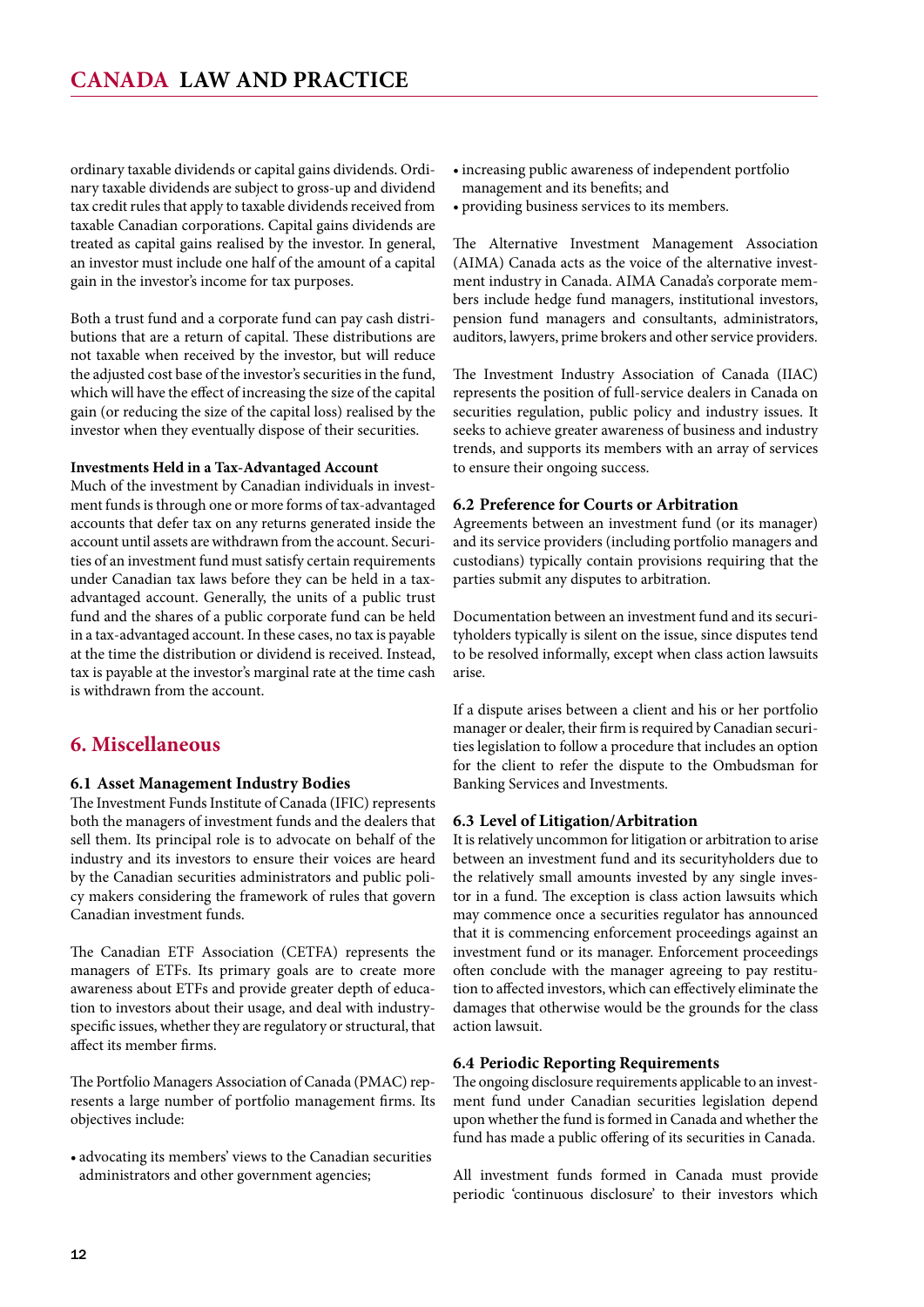ordinary taxable dividends or capital gains dividends. Ordinary taxable dividends are subject to gross-up and dividend tax credit rules that apply to taxable dividends received from taxable Canadian corporations. Capital gains dividends are treated as capital gains realised by the investor. In general, an investor must include one half of the amount of a capital gain in the investor's income for tax purposes.

Both a trust fund and a corporate fund can pay cash distributions that are a return of capital. These distributions are not taxable when received by the investor, but will reduce the adjusted cost base of the investor's securities in the fund, which will have the effect of increasing the size of the capital gain (or reducing the size of the capital loss) realised by the investor when they eventually dispose of their securities.

**Investments Held in a Tax-Advantaged Account**

Much of the investment by Canadian individuals in investment funds is through one or more forms of tax-advantaged accounts that defer tax on any returns generated inside the account until assets are withdrawn from the account. Securities of an investment fund must satisfy certain requirements under Canadian tax laws before they can be held in a tax-advantaged account. Generally, the units of a public trust fund and the shares of a public corporate fund can be held in a tax-advantaged account. In these cases, no tax is payable at the time the distribution or dividend is received. Instead, tax is payable at the investor's marginal rate at the time cash is withdrawn from the account.

## 6. Miscellaneous

### 6.1 Asset Management Industry Bodies

The Investment Funds Institute of Canada (IFIC) represents both the managers of investment funds and the dealers that sell them. Its principal role is to advocate on behalf of the industry and its investors to ensure their voices are heard by the Canadian securities administrators and public policy makers considering the framework of rules that govern Canadian investment funds.

The Canadian ETF Association (CETFA) represents the managers of ETFs. Its primary goals are to create more awareness about ETFs and provide greater depth of education to investors about their usage, and deal with industry-specific issues, whether they are regulatory or structural, that affect its member firms.

The Portfolio Managers Association of Canada (PMAC) represents a large number of portfolio management firms. Its objectives include:

- advocating its members' views to the Canadian securities administrators and other government agencies;
- increasing public awareness of independent portfolio management and its benefits; and
- providing business services to its members.

The Alternative Investment Management Association (AIMA) Canada acts as the voice of the alternative investment industry in Canada. AIMA Canada's corporate members include hedge fund managers, institutional investors, pension fund managers and consultants, administrators, auditors, lawyers, prime brokers and other service providers.

The Investment Industry Association of Canada (IIAC) represents the position of full-service dealers in Canada on securities regulation, public policy and industry issues. It seeks to achieve greater awareness of business and industry trends, and supports its members with an array of services to ensure their ongoing success.

### 6.2 Preference for Courts or Arbitration

Agreements between an investment fund (or its manager) and its service providers (including portfolio managers and custodians) typically contain provisions requiring that the parties submit any disputes to arbitration.

Documentation between an investment fund and its securityholders typically is silent on the issue, since disputes tend to be resolved informally, except when class action lawsuits arise.

If a dispute arises between a client and his or her portfolio manager or dealer, their firm is required by Canadian securities legislation to follow a procedure that includes an option for the client to refer the dispute to the Ombudsman for Banking Services and Investments.

### 6.3 Level of Litigation/Arbitration

It is relatively uncommon for litigation or arbitration to arise between an investment fund and its securityholders due to the relatively small amounts invested by any single investor in a fund. The exception is class action lawsuits which may commence once a securities regulator has announced that it is commencing enforcement proceedings against an investment fund or its manager. Enforcement proceedings often conclude with the manager agreeing to pay restitution to affected investors, which can effectively eliminate the damages that otherwise would be the grounds for the class action lawsuit.

### 6.4 Periodic Reporting Requirements

The ongoing disclosure requirements applicable to an investment fund under Canadian securities legislation depend upon whether the fund is formed in Canada and whether the fund has made a public offering of its securities in Canada.

All investment funds formed in Canada must provide periodic 'continuous disclosure' to their investors which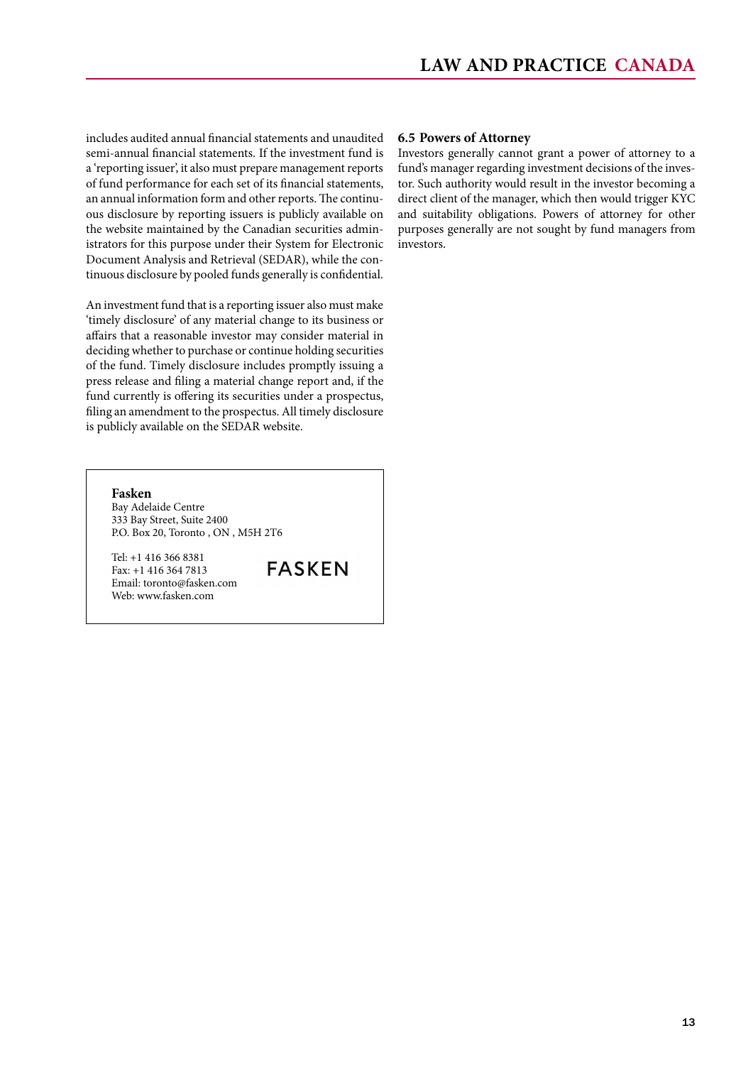includes audited annual financial statements and unaudited semi-annual financial statements. If the investment fund is a 'reporting issuer', it also must prepare management reports of fund performance for each set of its financial statements, an annual information form and other reports. The continuous disclosure by reporting issuers is publicly available on the website maintained by the Canadian securities administrators for this purpose under their System for Electronic Document Analysis and Retrieval (SEDAR), while the continuous disclosure by pooled funds generally is confidential.

An investment fund that is a reporting issuer also must make 'timely disclosure' of any material change to its business or affairs that a reasonable investor may consider material in deciding whether to purchase or continue holding securities of the fund. Timely disclosure includes promptly issuing a press release and filing a material change report and, if the fund currently is offering its securities under a prospectus, filing an amendment to the prospectus. All timely disclosure is publicly available on the SEDAR website.

### 6.5 Powers of Attorney

Investors generally cannot grant a power of attorney to a fund's manager regarding investment decisions of the investor. Such authority would result in the investor becoming a direct client of the manager, which then would trigger KYC and suitability obligations. Powers of attorney for other purposes generally are not sought by fund managers from investors.

**Fasken**
Bay Adelaide Centre
333 Bay Street, Suite 2400
P.O. Box 20, Toronto , ON , M5H 2T6

Tel: +1 416 366 8381
Fax: +1 416 364 7813
Email: toronto@fasken.com
Web: www.fasken.com

FASKEN